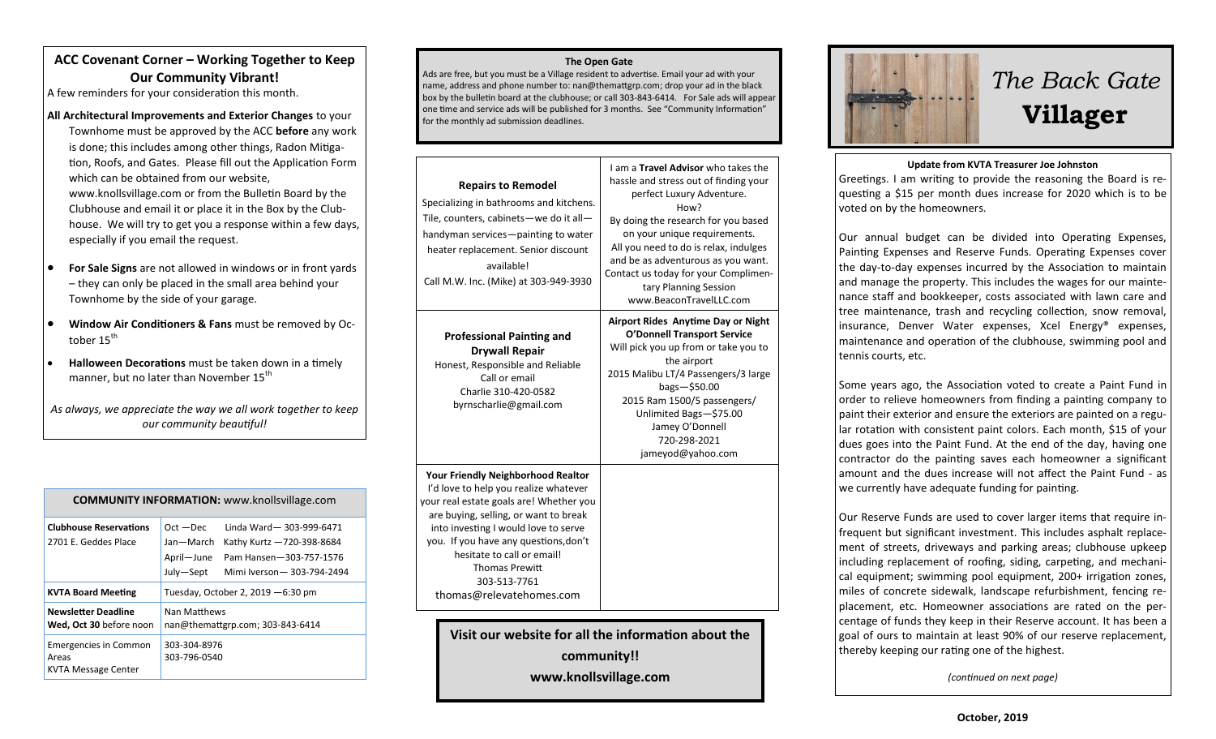## ACC Covenant Corner – Working Together to Keep Our Community Vibrant!

A few reminders for your consideration this month.

**All Architectural Improvements and Exterior Changes** to your Townhome must be approved by the ACC **before** any work is done; this includes among other things, Radon Mitigation, Roofs, and Gates. Please fill out the Application Form which can be obtained from our website, www.knollsvillage.com or from the Bulletin Board by the Clubhouse and email it or place it in the Box by the Clubhouse. We will try to get you a response within a few days, especially if you email the request.

- **For Sale Signs** are not allowed in windows or in front yards – they can only be placed in the small area behind your Townhome by the side of your garage.
- **Window Air Conditioners & Fans** must be removed by October 15th
- **Halloween Decorations** must be taken down in a timely manner, but no later than November 15th

*As always, we appreciate the way we all work together to keep our community beautiful!*

| **COMMUNITY INFORMATION:** www.knollsvillage.com | |
|---|---|
| **Clubhouse Reservations** 2701 E. Geddes Place | Oct —Dec Linda Ward— 303-999-6471<br>Jan—March Kathy Kurtz —720-398-8684<br>April—June Pam Hansen—303-757-1576<br>July—Sept Mimi Iverson— 303-794-2494 |
| **KVTA Board Meeting** | Tuesday, October 2, 2019 —6:30 pm |
| **Newsletter Deadline Wed, Oct 30** before noon | Nan Matthews<br>nan@themattgrp.com; 303-843-6414 |
| Emergencies in Common Areas<br>KVTA Message Center | 303-304-8976<br>303-796-0540 |

### The Open Gate

Ads are free, but you must be a Village resident to advertise. Email your ad with your name, address and phone number to: nan@themattgrp.com; drop your ad in the black box by the bulletin board at the clubhouse; or call 303-843-6414. For Sale ads will appear one time and service ads will be published for 3 months. See "Community Information" for the monthly ad submission deadlines.

**Repairs to Remodel**
Specializing in bathrooms and kitchens. Tile, counters, cabinets—we do it all—handyman services—painting to water heater replacement. Senior discount available!
Call M.W. Inc. (Mike) at 303-949-3930

I am a **Travel Advisor** who takes the hassle and stress out of finding your perfect Luxury Adventure.
How?
By doing the research for you based on your unique requirements.
All you need to do is relax, indulges and be as adventurous as you want.
Contact us today for your Complimentary Planning Session
www.BeaconTravelLLC.com

**Professional Painting and Drywall Repair**
Honest, Responsible and Reliable
Call or email
Charlie 310-420-0582
byrnscharlie@gmail.com

**Airport Rides Anytime Day or Night**
**O'Donnell Transport Service**
Will pick you up from or take you to the airport
2015 Malibu LT/4 Passengers/3 large bags—$50.00
2015 Ram 1500/5 passengers/ Unlimited Bags—$75.00
Jamey O'Donnell
720-298-2021
jameyod@yahoo.com

**Your Friendly Neighborhood Realtor**
I'd love to help you realize whatever your real estate goals are! Whether you are buying, selling, or want to break into investing I would love to serve you. If you have any questions,don't hesitate to call or email!
Thomas Prewitt
303-513-7761
thomas@relevatehomes.com

**Visit our website for all the information about the community!!**
**www.knollsvillage.com**

# *The Back Gate* **Villager**

### Update from KVTA Treasurer Joe Johnston

Greetings. I am writing to provide the reasoning the Board is requesting a $15 per month dues increase for 2020 which is to be voted on by the homeowners.

Our annual budget can be divided into Operating Expenses, Painting Expenses and Reserve Funds. Operating Expenses cover the day-to-day expenses incurred by the Association to maintain and manage the property. This includes the wages for our maintenance staff and bookkeeper, costs associated with lawn care and tree maintenance, trash and recycling collection, snow removal, insurance, Denver Water expenses, Xcel Energy® expenses, maintenance and operation of the clubhouse, swimming pool and tennis courts, etc.

Some years ago, the Association voted to create a Paint Fund in order to relieve homeowners from finding a painting company to paint their exterior and ensure the exteriors are painted on a regular rotation with consistent paint colors. Each month, $15 of your dues goes into the Paint Fund. At the end of the day, having one contractor do the painting saves each homeowner a significant amount and the dues increase will not affect the Paint Fund - as we currently have adequate funding for painting.

Our Reserve Funds are used to cover larger items that require infrequent but significant investment. This includes asphalt replacement of streets, driveways and parking areas; clubhouse upkeep including replacement of roofing, siding, carpeting, and mechanical equipment; swimming pool equipment, 200+ irrigation zones, miles of concrete sidewalk, landscape refurbishment, fencing replacement, etc. Homeowner associations are rated on the percentage of funds they keep in their Reserve account. It has been a goal of ours to maintain at least 90% of our reserve replacement, thereby keeping our rating one of the highest.

*(continued on next page)*

**October, 2019**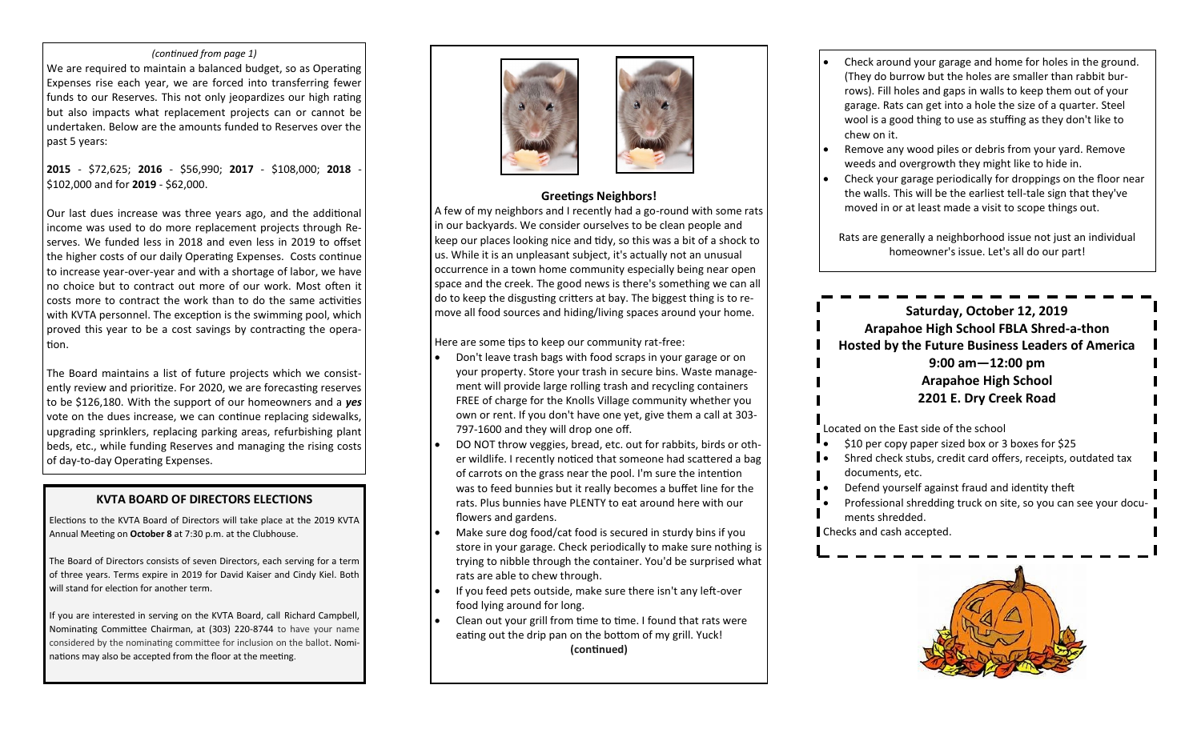*(continued from page 1)*

We are required to maintain a balanced budget, so as Operating Expenses rise each year, we are forced into transferring fewer funds to our Reserves. This not only jeopardizes our high rating but also impacts what replacement projects can or cannot be undertaken. Below are the amounts funded to Reserves over the past 5 years:

**2015** - $72,625; **2016** - $56,990; **2017** - $108,000; **2018** - $102,000 and for **2019** - $62,000.

Our last dues increase was three years ago, and the additional income was used to do more replacement projects through Reserves. We funded less in 2018 and even less in 2019 to offset the higher costs of our daily Operating Expenses. Costs continue to increase year-over-year and with a shortage of labor, we have no choice but to contract out more of our work. Most often it costs more to contract the work than to do the same activities with KVTA personnel. The exception is the swimming pool, which proved this year to be a cost savings by contracting the operation.

The Board maintains a list of future projects which we consistently review and prioritize. For 2020, we are forecasting reserves to be $126,180. With the support of our homeowners and a ***yes*** vote on the dues increase, we can continue replacing sidewalks, upgrading sprinklers, replacing parking areas, refurbishing plant beds, etc., while funding Reserves and managing the rising costs of day-to-day Operating Expenses.

## KVTA BOARD OF DIRECTORS ELECTIONS

Elections to the KVTA Board of Directors will take place at the 2019 KVTA Annual Meeting on **October 8** at 7:30 p.m. at the Clubhouse.

The Board of Directors consists of seven Directors, each serving for a term of three years. Terms expire in 2019 for David Kaiser and Cindy Kiel. Both will stand for election for another term.

If you are interested in serving on the KVTA Board, call Richard Campbell, Nominating Committee Chairman, at (303) 220-8744 to have your name considered by the nominating committee for inclusion on the ballot. Nominations may also be accepted from the floor at the meeting.

## Greetings Neighbors!

A few of my neighbors and I recently had a go-round with some rats in our backyards. We consider ourselves to be clean people and keep our places looking nice and tidy, so this was a bit of a shock to us. While it is an unpleasant subject, it's actually not an unusual occurrence in a town home community especially being near open space and the creek. The good news is there's something we can all do to keep the disgusting critters at bay. The biggest thing is to remove all food sources and hiding/living spaces around your home.

Here are some tips to keep our community rat-free:

- Don't leave trash bags with food scraps in your garage or on your property. Store your trash in secure bins. Waste management will provide large rolling trash and recycling containers FREE of charge for the Knolls Village community whether you own or rent. If you don't have one yet, give them a call at 303-797-1600 and they will drop one off.
- DO NOT throw veggies, bread, etc. out for rabbits, birds or other wildlife. I recently noticed that someone had scattered a bag of carrots on the grass near the pool. I'm sure the intention was to feed bunnies but it really becomes a buffet line for the rats. Plus bunnies have PLENTY to eat around here with our flowers and gardens.
- Make sure dog food/cat food is secured in sturdy bins if you store in your garage. Check periodically to make sure nothing is trying to nibble through the container. You'd be surprised what rats are able to chew through.
- If you feed pets outside, make sure there isn't any left-over food lying around for long.
- Clean out your grill from time to time. I found that rats were eating out the drip pan on the bottom of my grill. Yuck!

**(continued)**

- Check around your garage and home for holes in the ground. (They do burrow but the holes are smaller than rabbit burrows). Fill holes and gaps in walls to keep them out of your garage. Rats can get into a hole the size of a quarter. Steel wool is a good thing to use as stuffing as they don't like to chew on it.
- Remove any wood piles or debris from your yard. Remove weeds and overgrowth they might like to hide in.
- Check your garage periodically for droppings on the floor near the walls. This will be the earliest tell-tale sign that they've moved in or at least made a visit to scope things out.

Rats are generally a neighborhood issue not just an individual homeowner's issue. Let's all do our part!

**Saturday, October 12, 2019**
**Arapahoe High School FBLA Shred-a-thon**
**Hosted by the Future Business Leaders of America**
**9:00 am—12:00 pm**
**Arapahoe High School**
**2201 E. Dry Creek Road**

Located on the East side of the school

- $10 per copy paper sized box or 3 boxes for $25
- Shred check stubs, credit card offers, receipts, outdated tax documents, etc.
- Defend yourself against fraud and identity theft
- Professional shredding truck on site, so you can see your documents shredded.

Checks and cash accepted.